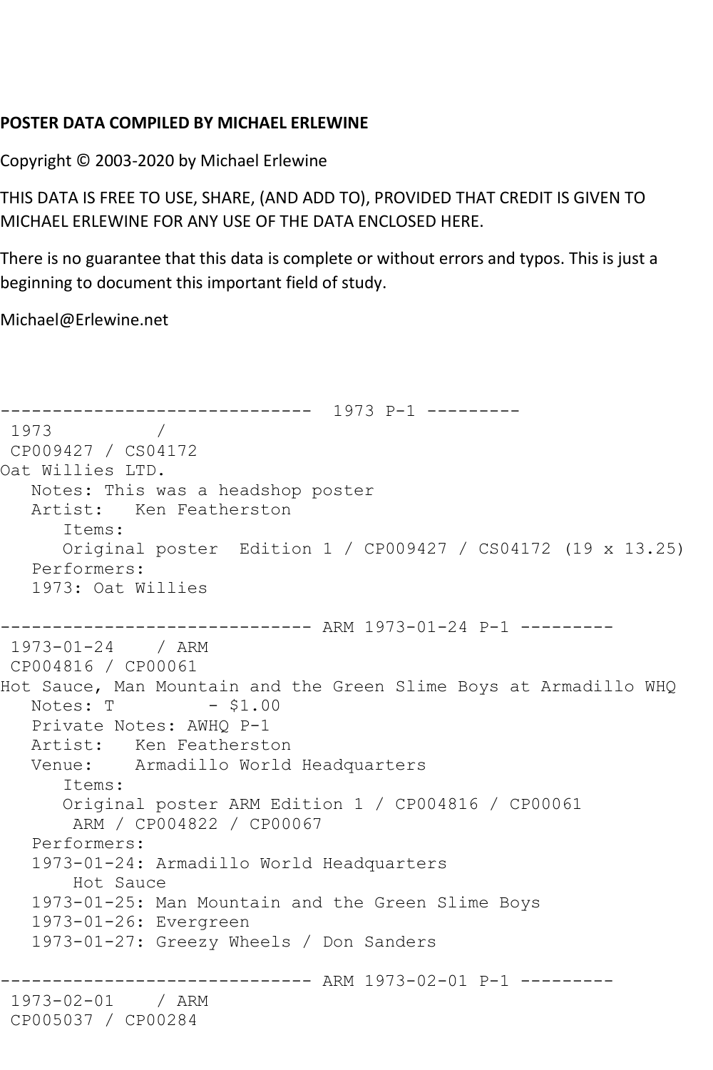**POSTER DATA COMPILED BY MICHAEL ERLEWINE**

Copyright © 2003-2020 by Michael Erlewine

THIS DATA IS FREE TO USE, SHARE, (AND ADD TO), PROVIDED THAT CREDIT IS GIVEN TO MICHAEL ERLEWINE FOR ANY USE OF THE DATA ENCLOSED HERE.

There is no guarantee that this data is complete or without errors and typos. This is just a beginning to document this important field of study.

Michael@Erlewine.net

```
------------------------------  1973 P-1 ---------
 1973          /
 CP009427 / CS04172
Oat Willies LTD.
   Notes: This was a headshop poster
   Artist:   Ken Featherston
      Items:
      Original poster  Edition 1 / CP009427 / CS04172 (19 x 13.25)
   Performers:
   1973: Oat Willies

------------------------------ ARM 1973-01-24 P-1 ---------
 1973-01-24    / ARM
 CP004816 / CP00061
Hot Sauce, Man Mountain and the Green Slime Boys at Armadillo WHQ
   Notes: T         - $1.00
   Private Notes: AWHQ P-1
   Artist:   Ken Featherston
   Venue:    Armadillo World Headquarters
      Items:
      Original poster ARM Edition 1 / CP004816 / CP00061
       ARM / CP004822 / CP00067
   Performers:
   1973-01-24: Armadillo World Headquarters
       Hot Sauce
   1973-01-25: Man Mountain and the Green Slime Boys
   1973-01-26: Evergreen
   1973-01-27: Greezy Wheels / Don Sanders

------------------------------ ARM 1973-02-01 P-1 ---------
 1973-02-01    / ARM
 CP005037 / CP00284
```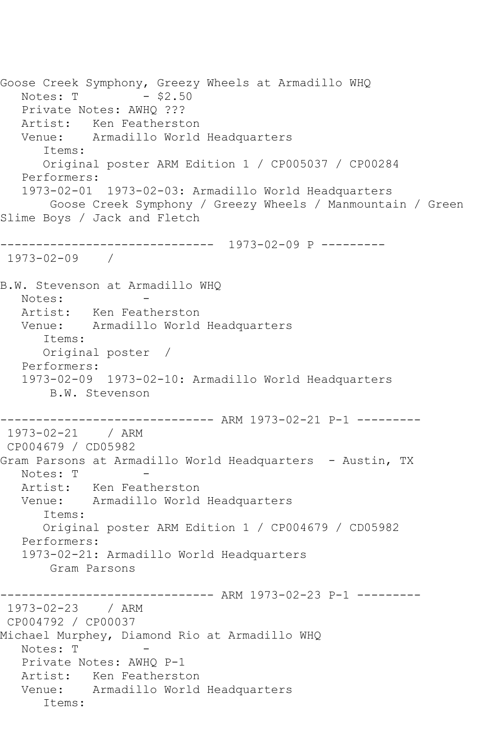```
Goose Creek Symphony, Greezy Wheels at Armadillo WHQ
   Notes: T         - $2.50
   Private Notes: AWHQ ???
   Artist:   Ken Featherston
   Venue:    Armadillo World Headquarters
      Items:
      Original poster ARM Edition 1 / CP005037 / CP00284
   Performers:
   1973-02-01  1973-02-03: Armadillo World Headquarters
       Goose Creek Symphony / Greezy Wheels / Manmountain / Green
Slime Boys / Jack and Fletch

------------------------------  1973-02-09 P ---------
 1973-02-09    /

B.W. Stevenson at Armadillo WHQ
   Notes:            -
   Artist:   Ken Featherston
   Venue:    Armadillo World Headquarters
      Items:
      Original poster  /
   Performers:
   1973-02-09  1973-02-10: Armadillo World Headquarters
       B.W. Stevenson

------------------------------ ARM 1973-02-21 P-1 ---------
 1973-02-21    / ARM
 CP004679 / CD05982
Gram Parsons at Armadillo World Headquarters  - Austin, TX
   Notes: T         -
   Artist:   Ken Featherston
   Venue:    Armadillo World Headquarters
      Items:
      Original poster ARM Edition 1 / CP004679 / CD05982
   Performers:
   1973-02-21: Armadillo World Headquarters
       Gram Parsons

------------------------------ ARM 1973-02-23 P-1 ---------
 1973-02-23    / ARM
 CP004792 / CP00037
Michael Murphey, Diamond Rio at Armadillo WHQ
   Notes: T         -
   Private Notes: AWHQ P-1
   Artist:   Ken Featherston
   Venue:    Armadillo World Headquarters
      Items:
```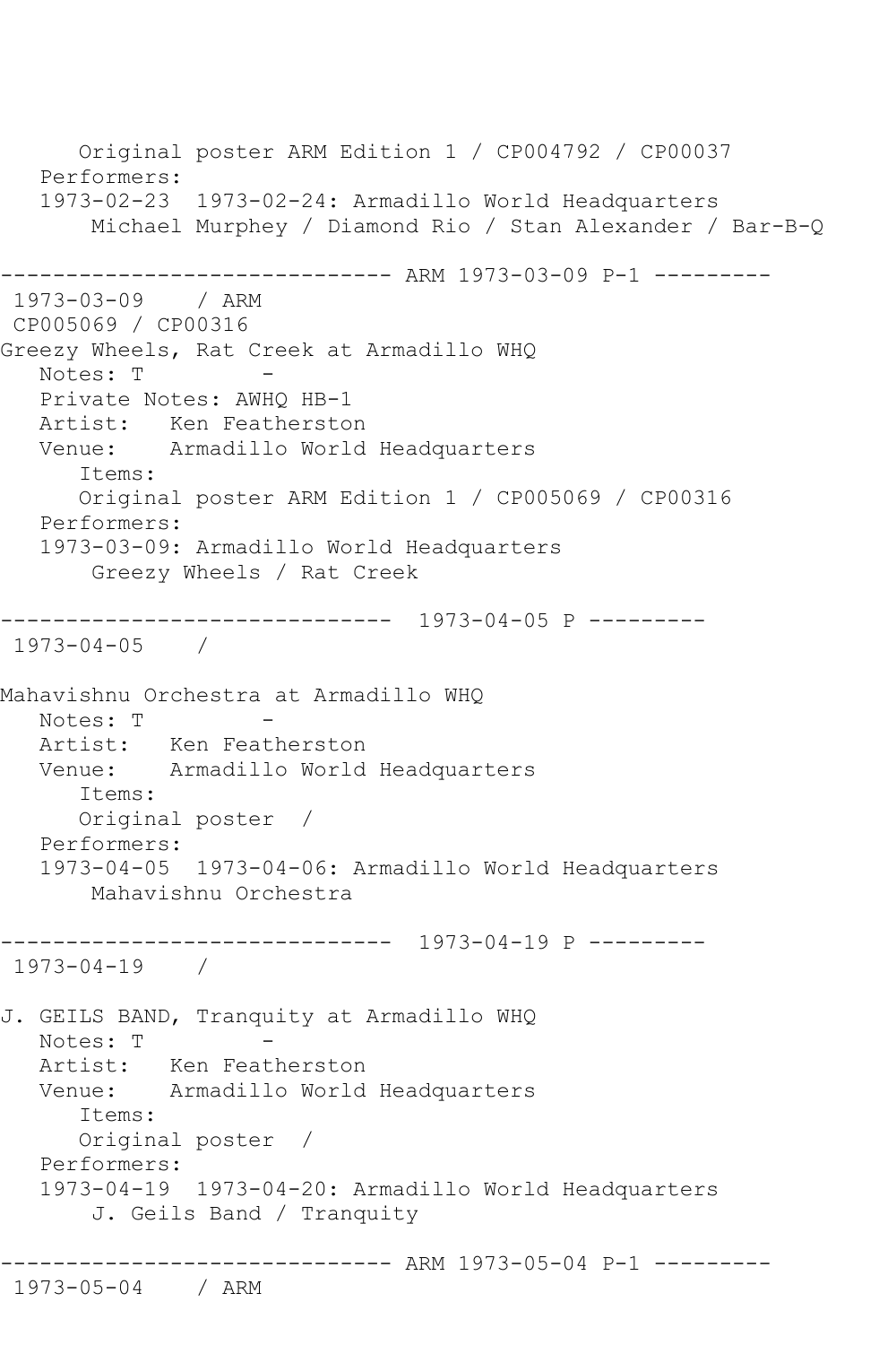Original poster ARM Edition 1 / CP004792 / CP00037
Performers:
1973-02-23  1973-02-24: Armadillo World Headquarters
Michael Murphey / Diamond Rio / Stan Alexander / Bar-B-Q

------------------------------ ARM 1973-03-09 P-1 ---------

1973-03-09    / ARM
CP005069 / CP00316
Greezy Wheels, Rat Creek at Armadillo WHQ
Notes: T          -
Private Notes: AWHQ HB-1
Artist:   Ken Featherston
Venue:    Armadillo World Headquarters
Items:
Original poster ARM Edition 1 / CP005069 / CP00316
Performers:
1973-03-09: Armadillo World Headquarters
Greezy Wheels / Rat Creek

------------------------------  1973-04-05 P ---------

1973-04-05    /

Mahavishnu Orchestra at Armadillo WHQ
Notes: T          -
Artist:   Ken Featherston
Venue:    Armadillo World Headquarters
Items:
Original poster  /
Performers:
1973-04-05  1973-04-06: Armadillo World Headquarters
Mahavishnu Orchestra

------------------------------  1973-04-19 P ---------

1973-04-19    /

J. GEILS BAND, Tranquity at Armadillo WHQ
Notes: T          -
Artist:   Ken Featherston
Venue:    Armadillo World Headquarters
Items:
Original poster  /
Performers:
1973-04-19  1973-04-20: Armadillo World Headquarters
J. Geils Band / Tranquity

------------------------------ ARM 1973-05-04 P-1 ---------

1973-05-04    / ARM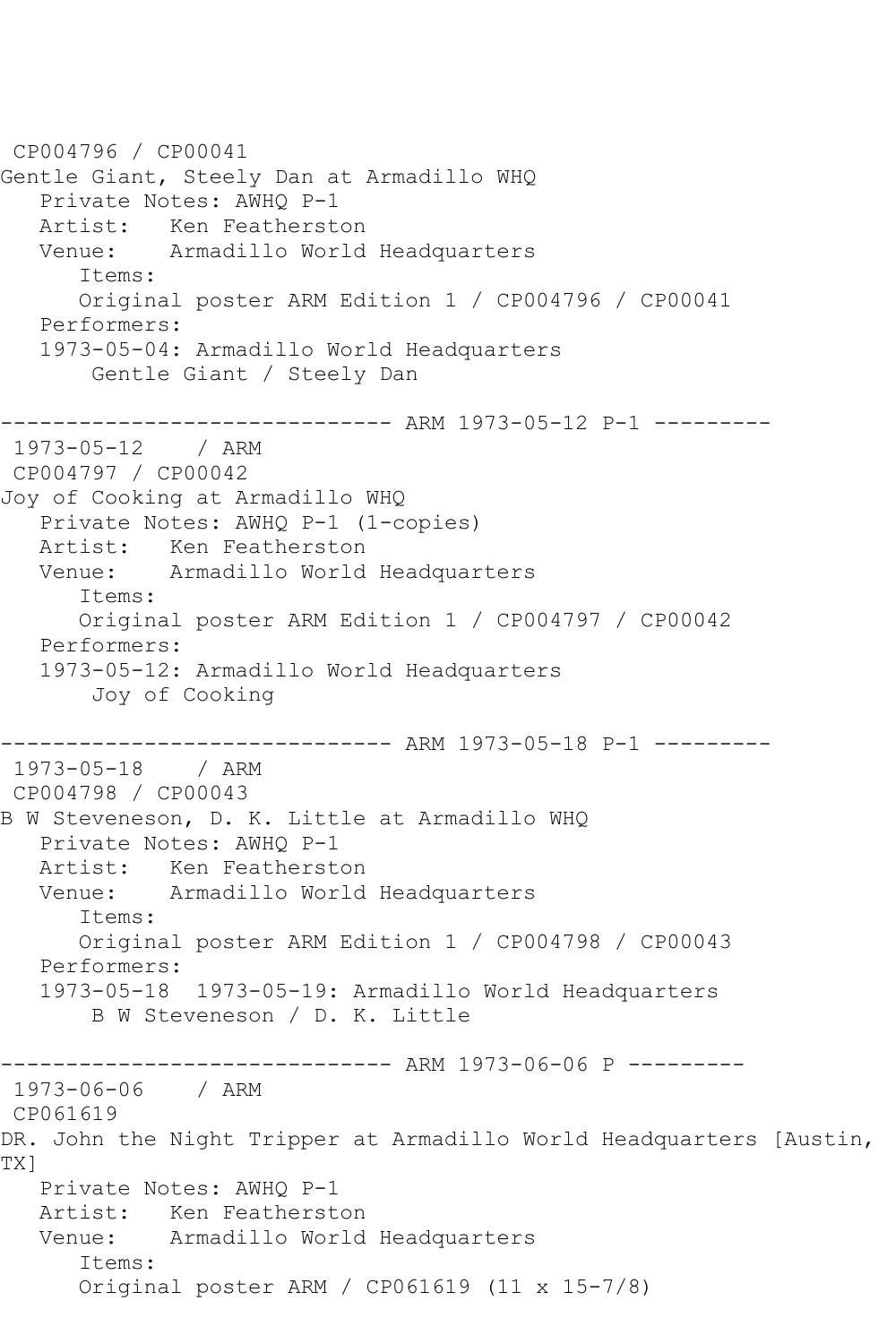CP004796 / CP00041
Gentle Giant, Steely Dan at Armadillo WHQ
   Private Notes: AWHQ P-1
   Artist:   Ken Featherston
   Venue:    Armadillo World Headquarters
      Items:
      Original poster ARM Edition 1 / CP004796 / CP00041
   Performers:
   1973-05-04: Armadillo World Headquarters
       Gentle Giant / Steely Dan

------------------------------ ARM 1973-05-12 P-1 ---------
 1973-05-12    / ARM
 CP004797 / CP00042
Joy of Cooking at Armadillo WHQ
   Private Notes: AWHQ P-1 (1-copies)
   Artist:   Ken Featherston
   Venue:    Armadillo World Headquarters
      Items:
      Original poster ARM Edition 1 / CP004797 / CP00042
   Performers:
   1973-05-12: Armadillo World Headquarters
       Joy of Cooking

------------------------------ ARM 1973-05-18 P-1 ---------
 1973-05-18    / ARM
 CP004798 / CP00043
B W Steveneson, D. K. Little at Armadillo WHQ
   Private Notes: AWHQ P-1
   Artist:   Ken Featherston
   Venue:    Armadillo World Headquarters
      Items:
      Original poster ARM Edition 1 / CP004798 / CP00043
   Performers:
   1973-05-18  1973-05-19: Armadillo World Headquarters
       B W Steveneson / D. K. Little

------------------------------ ARM 1973-06-06 P ---------
 1973-06-06    / ARM
 CP061619
DR. John the Night Tripper at Armadillo World Headquarters [Austin, TX]
   Private Notes: AWHQ P-1
   Artist:   Ken Featherston
   Venue:    Armadillo World Headquarters
      Items:
      Original poster ARM / CP061619 (11 x 15-7/8)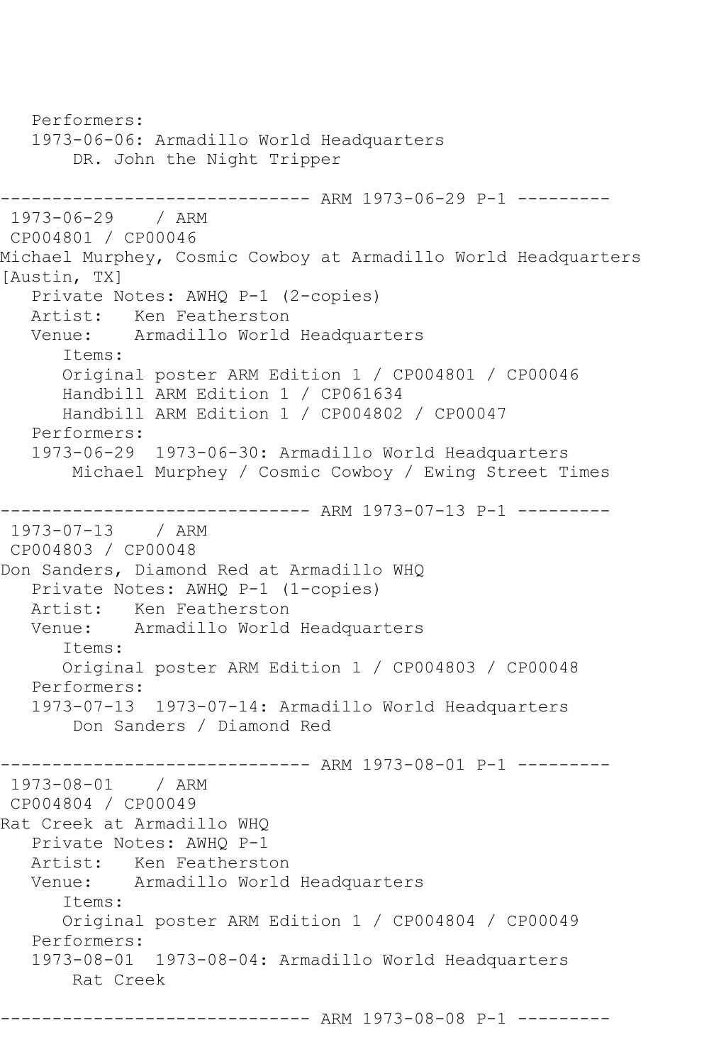```
   Performers:
   1973-06-06: Armadillo World Headquarters
       DR. John the Night Tripper

------------------------------ ARM 1973-06-29 P-1 ---------
 1973-06-29    / ARM
 CP004801 / CP00046
Michael Murphey, Cosmic Cowboy at Armadillo World Headquarters
[Austin, TX]
   Private Notes: AWHQ P-1 (2-copies)
   Artist:   Ken Featherston
   Venue:    Armadillo World Headquarters
      Items:
      Original poster ARM Edition 1 / CP004801 / CP00046
      Handbill ARM Edition 1 / CP061634
      Handbill ARM Edition 1 / CP004802 / CP00047
   Performers:
   1973-06-29  1973-06-30: Armadillo World Headquarters
       Michael Murphey / Cosmic Cowboy / Ewing Street Times

------------------------------ ARM 1973-07-13 P-1 ---------
 1973-07-13    / ARM
 CP004803 / CP00048
Don Sanders, Diamond Red at Armadillo WHQ
   Private Notes: AWHQ P-1 (1-copies)
   Artist:   Ken Featherston
   Venue:    Armadillo World Headquarters
      Items:
      Original poster ARM Edition 1 / CP004803 / CP00048
   Performers:
   1973-07-13  1973-07-14: Armadillo World Headquarters
       Don Sanders / Diamond Red

------------------------------ ARM 1973-08-01 P-1 ---------
 1973-08-01    / ARM
 CP004804 / CP00049
Rat Creek at Armadillo WHQ
   Private Notes: AWHQ P-1
   Artist:   Ken Featherston
   Venue:    Armadillo World Headquarters
      Items:
      Original poster ARM Edition 1 / CP004804 / CP00049
   Performers:
   1973-08-01  1973-08-04: Armadillo World Headquarters
       Rat Creek

------------------------------ ARM 1973-08-08 P-1 ---------
```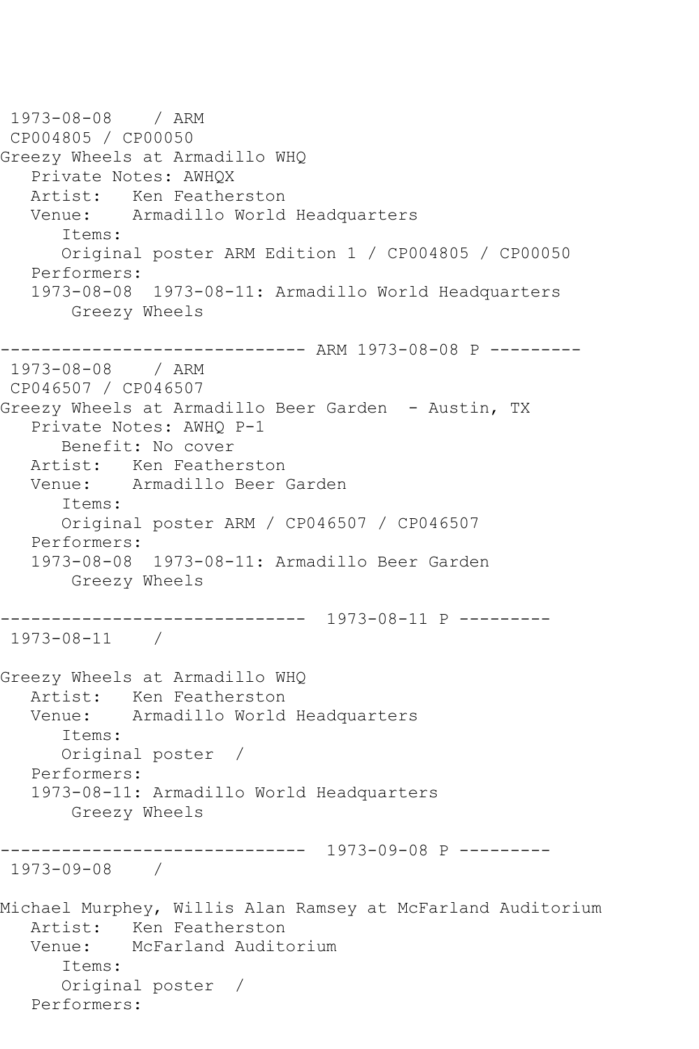1973-08-08 / ARM
CP004805 / CP00050
Greezy Wheels at Armadillo WHQ
   Private Notes: AWHQX
   Artist: Ken Featherston
   Venue: Armadillo World Headquarters
      Items:
      Original poster ARM Edition 1 / CP004805 / CP00050
   Performers:
   1973-08-08 1973-08-11: Armadillo World Headquarters
       Greezy Wheels

------------------------------ ARM 1973-08-08 P ---------
1973-08-08 / ARM
CP046507 / CP046507
Greezy Wheels at Armadillo Beer Garden - Austin, TX
   Private Notes: AWHQ P-1
      Benefit: No cover
   Artist: Ken Featherston
   Venue: Armadillo Beer Garden
      Items:
      Original poster ARM / CP046507 / CP046507
   Performers:
   1973-08-08 1973-08-11: Armadillo Beer Garden
       Greezy Wheels

------------------------------ 1973-08-11 P ---------
1973-08-11 /

Greezy Wheels at Armadillo WHQ
   Artist: Ken Featherston
   Venue: Armadillo World Headquarters
      Items:
      Original poster /
   Performers:
   1973-08-11: Armadillo World Headquarters
       Greezy Wheels

------------------------------ 1973-09-08 P ---------
1973-09-08 /

Michael Murphey, Willis Alan Ramsey at McFarland Auditorium
   Artist: Ken Featherston
   Venue: McFarland Auditorium
      Items:
      Original poster /
   Performers: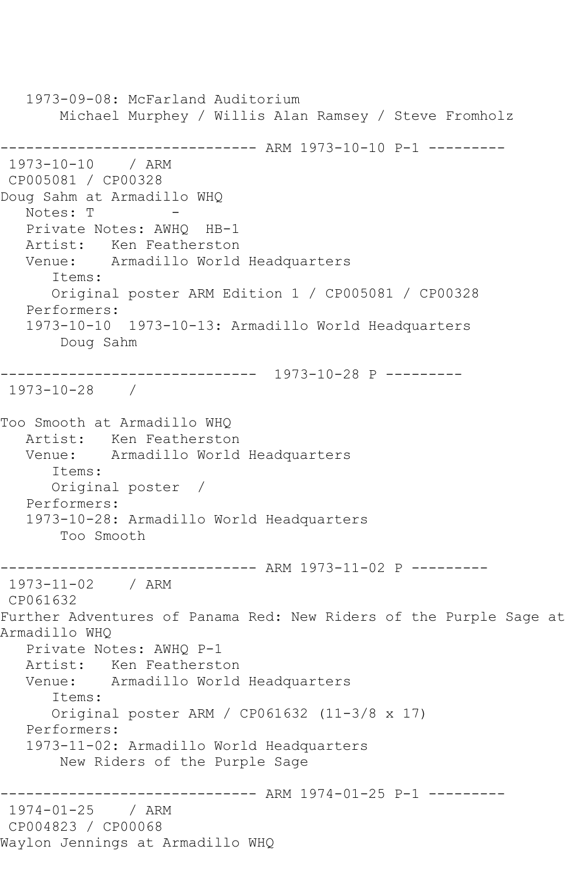1973-09-08: McFarland Auditorium
       Michael Murphey / Willis Alan Ramsey / Steve Fromholz

------------------------------ ARM 1973-10-10 P-1 ---------
 1973-10-10    / ARM
 CP005081 / CP00328
Doug Sahm at Armadillo WHQ
   Notes: T         -
   Private Notes: AWHQ  HB-1
   Artist:   Ken Featherston
   Venue:    Armadillo World Headquarters
      Items:
      Original poster ARM Edition 1 / CP005081 / CP00328
   Performers:
   1973-10-10  1973-10-13: Armadillo World Headquarters
       Doug Sahm

------------------------------  1973-10-28 P ---------
 1973-10-28    /

Too Smooth at Armadillo WHQ
   Artist:   Ken Featherston
   Venue:    Armadillo World Headquarters
      Items:
      Original poster  /
   Performers:
   1973-10-28: Armadillo World Headquarters
       Too Smooth

------------------------------ ARM 1973-11-02 P ---------
 1973-11-02    / ARM
 CP061632
Further Adventures of Panama Red: New Riders of the Purple Sage at Armadillo WHQ
   Private Notes: AWHQ P-1
   Artist:   Ken Featherston
   Venue:    Armadillo World Headquarters
      Items:
      Original poster ARM / CP061632 (11-3/8 x 17)
   Performers:
   1973-11-02: Armadillo World Headquarters
       New Riders of the Purple Sage

------------------------------ ARM 1974-01-25 P-1 ---------
 1974-01-25    / ARM
 CP004823 / CP00068
Waylon Jennings at Armadillo WHQ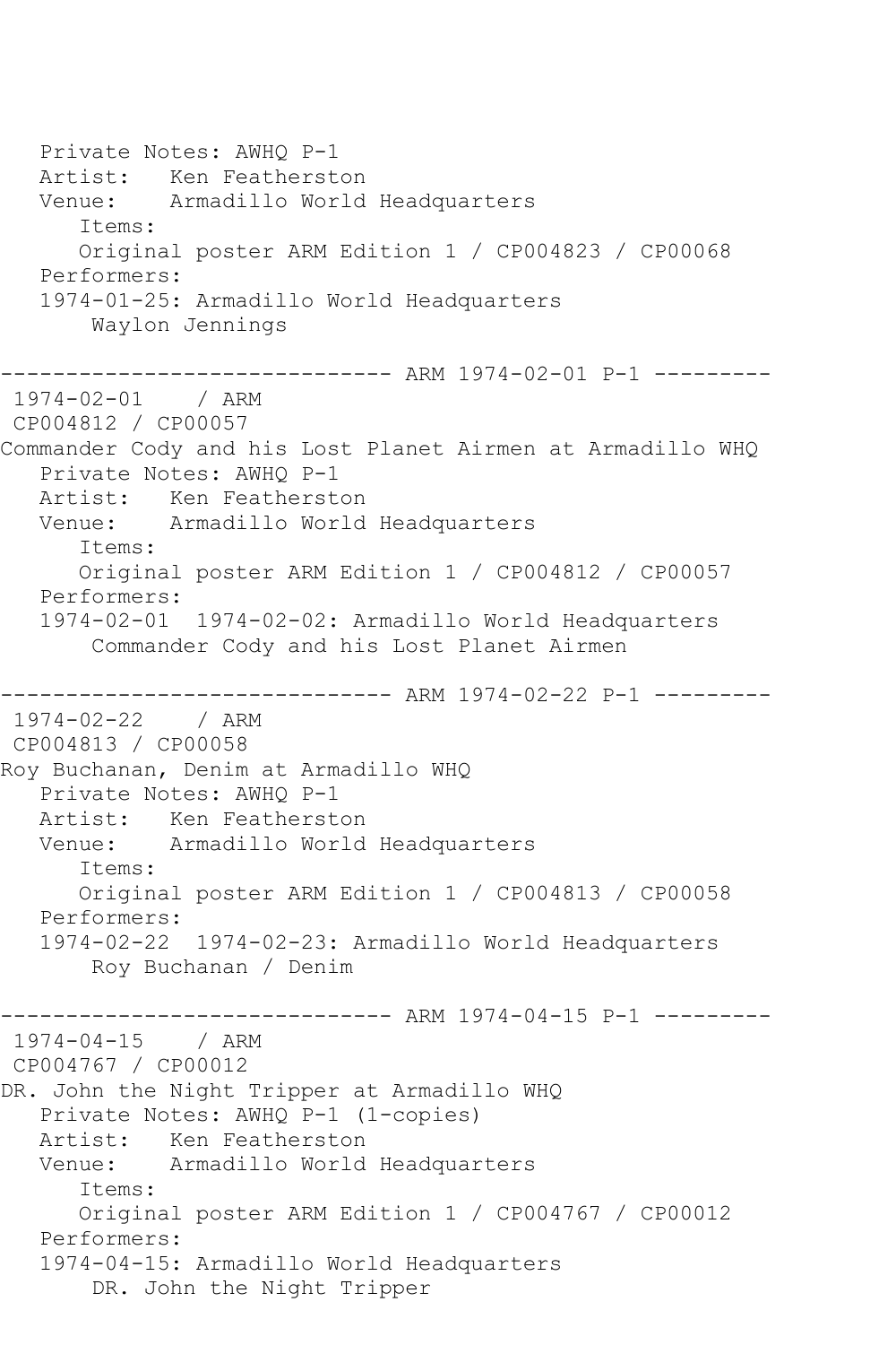Private Notes: AWHQ P-1
Artist: Ken Featherston
Venue: Armadillo World Headquarters
Items:
Original poster ARM Edition 1 / CP004823 / CP00068
Performers:
1974-01-25: Armadillo World Headquarters
Waylon Jennings

------------------------------ ARM 1974-02-01 P-1 ---------

1974-02-01 / ARM
CP004812 / CP00057
Commander Cody and his Lost Planet Airmen at Armadillo WHQ
Private Notes: AWHQ P-1
Artist: Ken Featherston
Venue: Armadillo World Headquarters
Items:
Original poster ARM Edition 1 / CP004812 / CP00057
Performers:
1974-02-01 1974-02-02: Armadillo World Headquarters
Commander Cody and his Lost Planet Airmen

------------------------------ ARM 1974-02-22 P-1 ---------

1974-02-22 / ARM
CP004813 / CP00058
Roy Buchanan, Denim at Armadillo WHQ
Private Notes: AWHQ P-1
Artist: Ken Featherston
Venue: Armadillo World Headquarters
Items:
Original poster ARM Edition 1 / CP004813 / CP00058
Performers:
1974-02-22 1974-02-23: Armadillo World Headquarters
Roy Buchanan / Denim

------------------------------ ARM 1974-04-15 P-1 ---------

1974-04-15 / ARM
CP004767 / CP00012
DR. John the Night Tripper at Armadillo WHQ
Private Notes: AWHQ P-1 (1-copies)
Artist: Ken Featherston
Venue: Armadillo World Headquarters
Items:
Original poster ARM Edition 1 / CP004767 / CP00012
Performers:
1974-04-15: Armadillo World Headquarters
DR. John the Night Tripper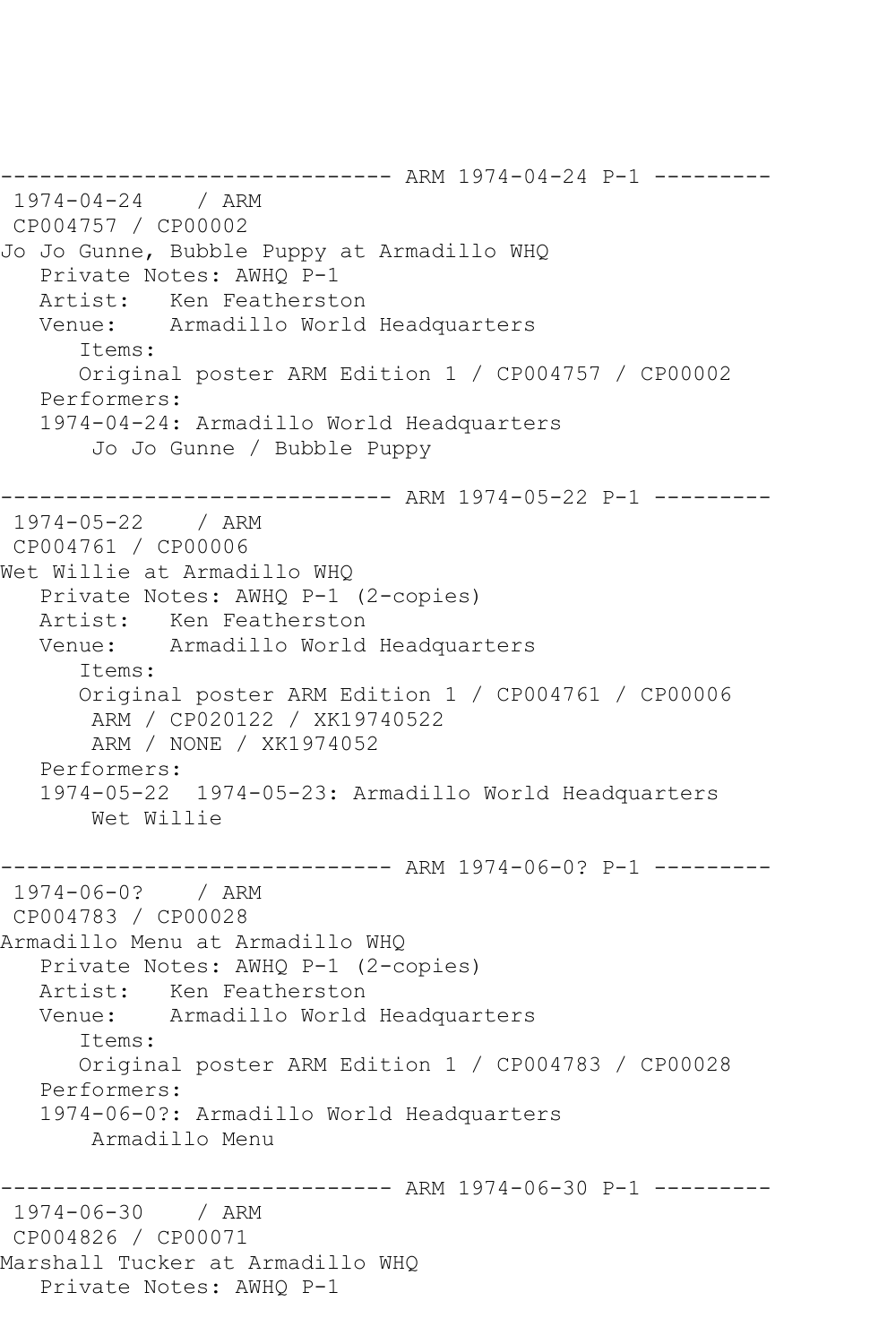```
------------------------------ ARM 1974-04-24 P-1 ---------
 1974-04-24    / ARM
 CP004757 / CP00002
Jo Jo Gunne, Bubble Puppy at Armadillo WHQ
   Private Notes: AWHQ P-1
   Artist:   Ken Featherston
   Venue:    Armadillo World Headquarters
      Items:
      Original poster ARM Edition 1 / CP004757 / CP00002
   Performers:
   1974-04-24: Armadillo World Headquarters
       Jo Jo Gunne / Bubble Puppy

------------------------------ ARM 1974-05-22 P-1 ---------
 1974-05-22    / ARM
 CP004761 / CP00006
Wet Willie at Armadillo WHQ
   Private Notes: AWHQ P-1 (2-copies)
   Artist:   Ken Featherston
   Venue:    Armadillo World Headquarters
      Items:
      Original poster ARM Edition 1 / CP004761 / CP00006
       ARM / CP020122 / XK19740522
       ARM / NONE / XK1974052
   Performers:
   1974-05-22  1974-05-23: Armadillo World Headquarters
       Wet Willie

------------------------------ ARM 1974-06-0? P-1 ---------
 1974-06-0?    / ARM
 CP004783 / CP00028
Armadillo Menu at Armadillo WHQ
   Private Notes: AWHQ P-1 (2-copies)
   Artist:   Ken Featherston
   Venue:    Armadillo World Headquarters
      Items:
      Original poster ARM Edition 1 / CP004783 / CP00028
   Performers:
   1974-06-0?: Armadillo World Headquarters
       Armadillo Menu

------------------------------ ARM 1974-06-30 P-1 ---------
 1974-06-30    / ARM
 CP004826 / CP00071
Marshall Tucker at Armadillo WHQ
   Private Notes: AWHQ P-1
```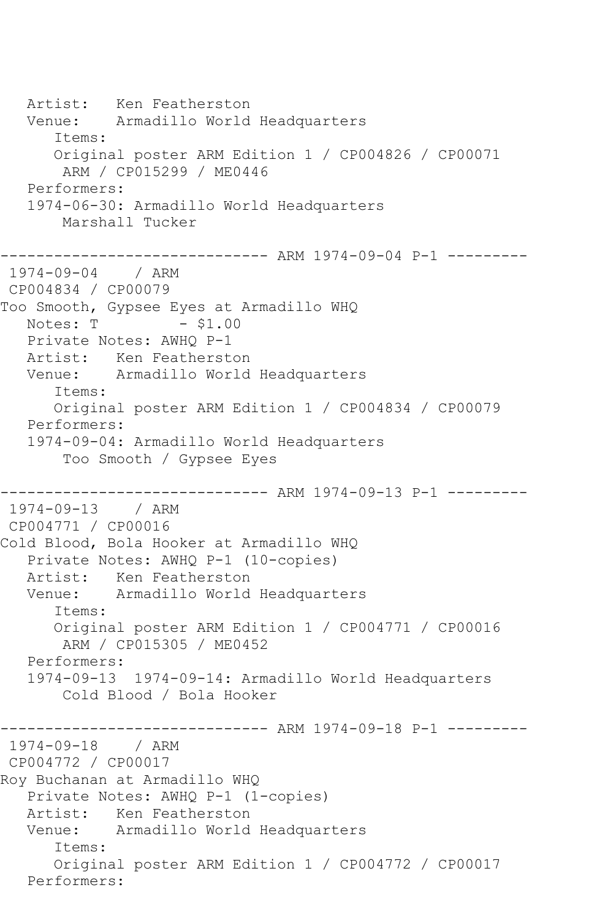```
   Artist:   Ken Featherston
   Venue:    Armadillo World Headquarters
      Items:
      Original poster ARM Edition 1 / CP004826 / CP00071
       ARM / CP015299 / ME0446
   Performers:
   1974-06-30: Armadillo World Headquarters
       Marshall Tucker

------------------------------ ARM 1974-09-04 P-1 ---------
 1974-09-04    / ARM
 CP004834 / CP00079
Too Smooth, Gypsee Eyes at Armadillo WHQ
   Notes: T          - $1.00
   Private Notes: AWHQ P-1
   Artist:   Ken Featherston
   Venue:    Armadillo World Headquarters
      Items:
      Original poster ARM Edition 1 / CP004834 / CP00079
   Performers:
   1974-09-04: Armadillo World Headquarters
       Too Smooth / Gypsee Eyes

------------------------------ ARM 1974-09-13 P-1 ---------
 1974-09-13    / ARM
 CP004771 / CP00016
Cold Blood, Bola Hooker at Armadillo WHQ
   Private Notes: AWHQ P-1 (10-copies)
   Artist:   Ken Featherston
   Venue:    Armadillo World Headquarters
      Items:
      Original poster ARM Edition 1 / CP004771 / CP00016
       ARM / CP015305 / ME0452
   Performers:
   1974-09-13  1974-09-14: Armadillo World Headquarters
       Cold Blood / Bola Hooker

------------------------------ ARM 1974-09-18 P-1 ---------
 1974-09-18    / ARM
 CP004772 / CP00017
Roy Buchanan at Armadillo WHQ
   Private Notes: AWHQ P-1 (1-copies)
   Artist:   Ken Featherston
   Venue:    Armadillo World Headquarters
      Items:
      Original poster ARM Edition 1 / CP004772 / CP00017
   Performers:
```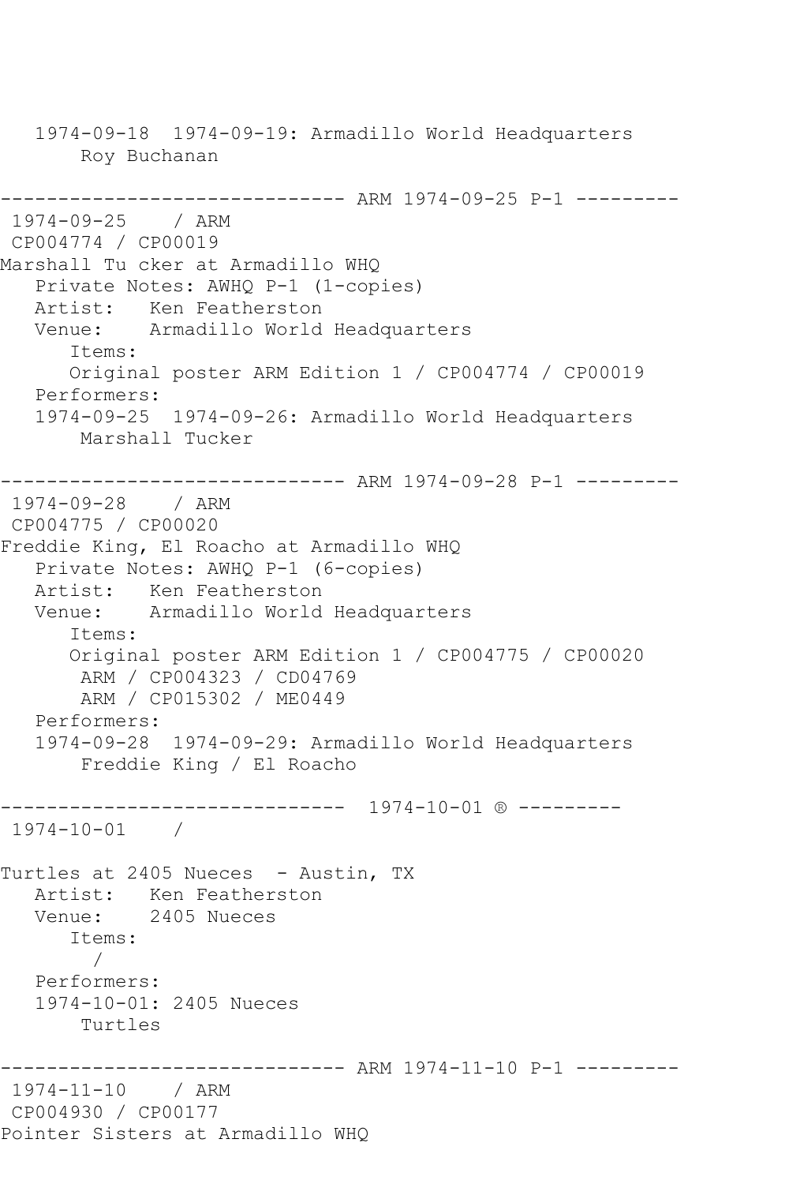```
   1974-09-18  1974-09-19: Armadillo World Headquarters
       Roy Buchanan

------------------------------ ARM 1974-09-25 P-1 ---------
 1974-09-25    / ARM
 CP004774 / CP00019
Marshall Tu cker at Armadillo WHQ
   Private Notes: AWHQ P-1 (1-copies)
   Artist:   Ken Featherston
   Venue:    Armadillo World Headquarters
      Items:
      Original poster ARM Edition 1 / CP004774 / CP00019
   Performers:
   1974-09-25  1974-09-26: Armadillo World Headquarters
       Marshall Tucker

------------------------------ ARM 1974-09-28 P-1 ---------
 1974-09-28    / ARM
 CP004775 / CP00020
Freddie King, El Roacho at Armadillo WHQ
   Private Notes: AWHQ P-1 (6-copies)
   Artist:   Ken Featherston
   Venue:    Armadillo World Headquarters
      Items:
      Original poster ARM Edition 1 / CP004775 / CP00020
       ARM / CP004323 / CD04769
       ARM / CP015302 / ME0449
   Performers:
   1974-09-28  1974-09-29: Armadillo World Headquarters
       Freddie King / El Roacho

------------------------------  1974-10-01 ® ---------
 1974-10-01    /

Turtles at 2405 Nueces  - Austin, TX
   Artist:   Ken Featherston
   Venue:    2405 Nueces
      Items:
        /
   Performers:
   1974-10-01: 2405 Nueces
       Turtles

------------------------------ ARM 1974-11-10 P-1 ---------
 1974-11-10    / ARM
 CP004930 / CP00177
Pointer Sisters at Armadillo WHQ
```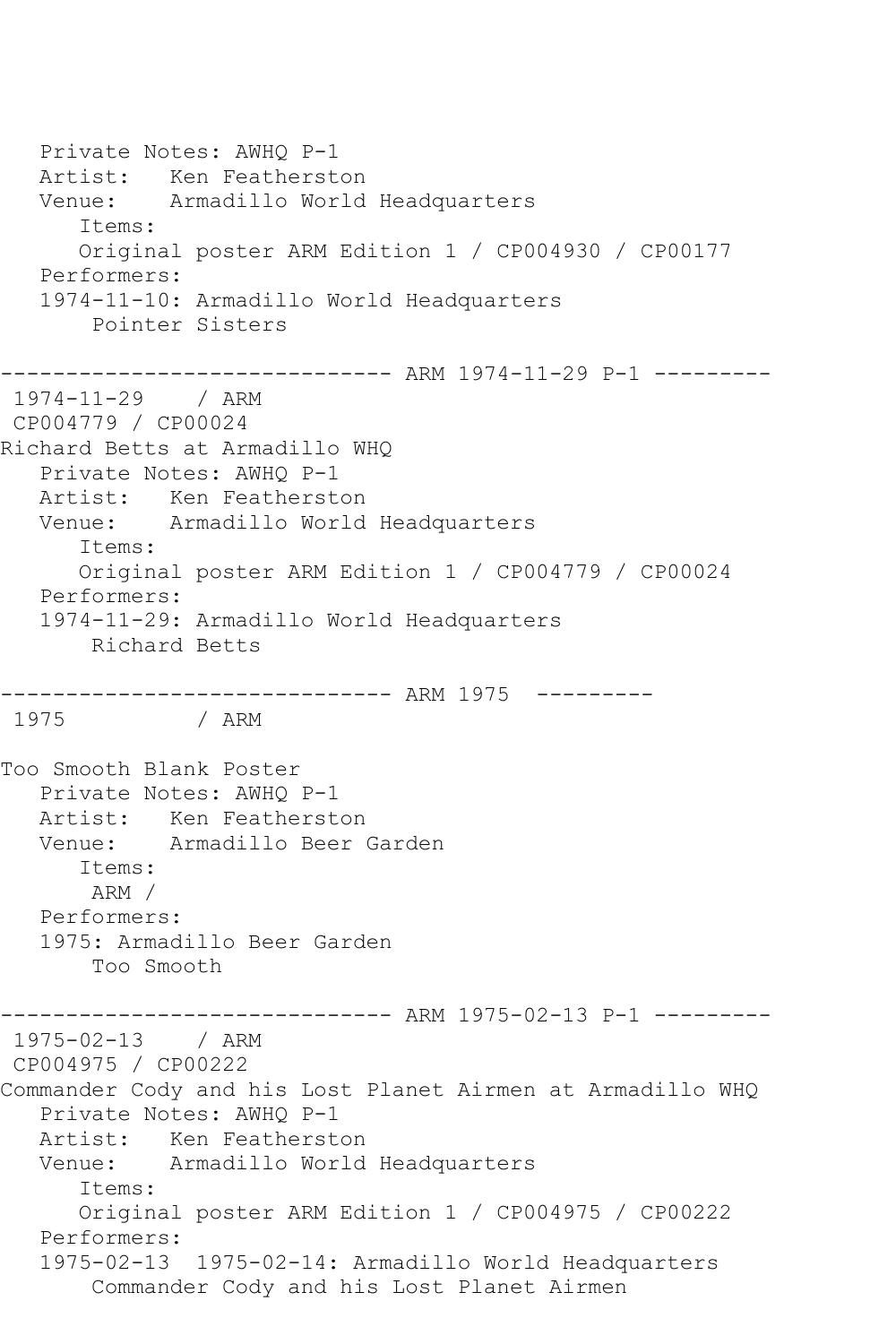```
   Private Notes: AWHQ P-1
   Artist:   Ken Featherston
   Venue:    Armadillo World Headquarters
      Items:
      Original poster ARM Edition 1 / CP004930 / CP00177
   Performers:
   1974-11-10: Armadillo World Headquarters
       Pointer Sisters

------------------------------ ARM 1974-11-29 P-1 ---------
 1974-11-29    / ARM
 CP004779 / CP00024
Richard Betts at Armadillo WHQ
   Private Notes: AWHQ P-1
   Artist:   Ken Featherston
   Venue:    Armadillo World Headquarters
      Items:
      Original poster ARM Edition 1 / CP004779 / CP00024
   Performers:
   1974-11-29: Armadillo World Headquarters
       Richard Betts

------------------------------ ARM 1975  ---------
 1975          / ARM

Too Smooth Blank Poster
   Private Notes: AWHQ P-1
   Artist:   Ken Featherston
   Venue:    Armadillo Beer Garden
      Items:
       ARM /
   Performers:
   1975: Armadillo Beer Garden
       Too Smooth

------------------------------ ARM 1975-02-13 P-1 ---------
 1975-02-13    / ARM
 CP004975 / CP00222
Commander Cody and his Lost Planet Airmen at Armadillo WHQ
   Private Notes: AWHQ P-1
   Artist:   Ken Featherston
   Venue:    Armadillo World Headquarters
      Items:
      Original poster ARM Edition 1 / CP004975 / CP00222
   Performers:
   1975-02-13  1975-02-14: Armadillo World Headquarters
       Commander Cody and his Lost Planet Airmen
```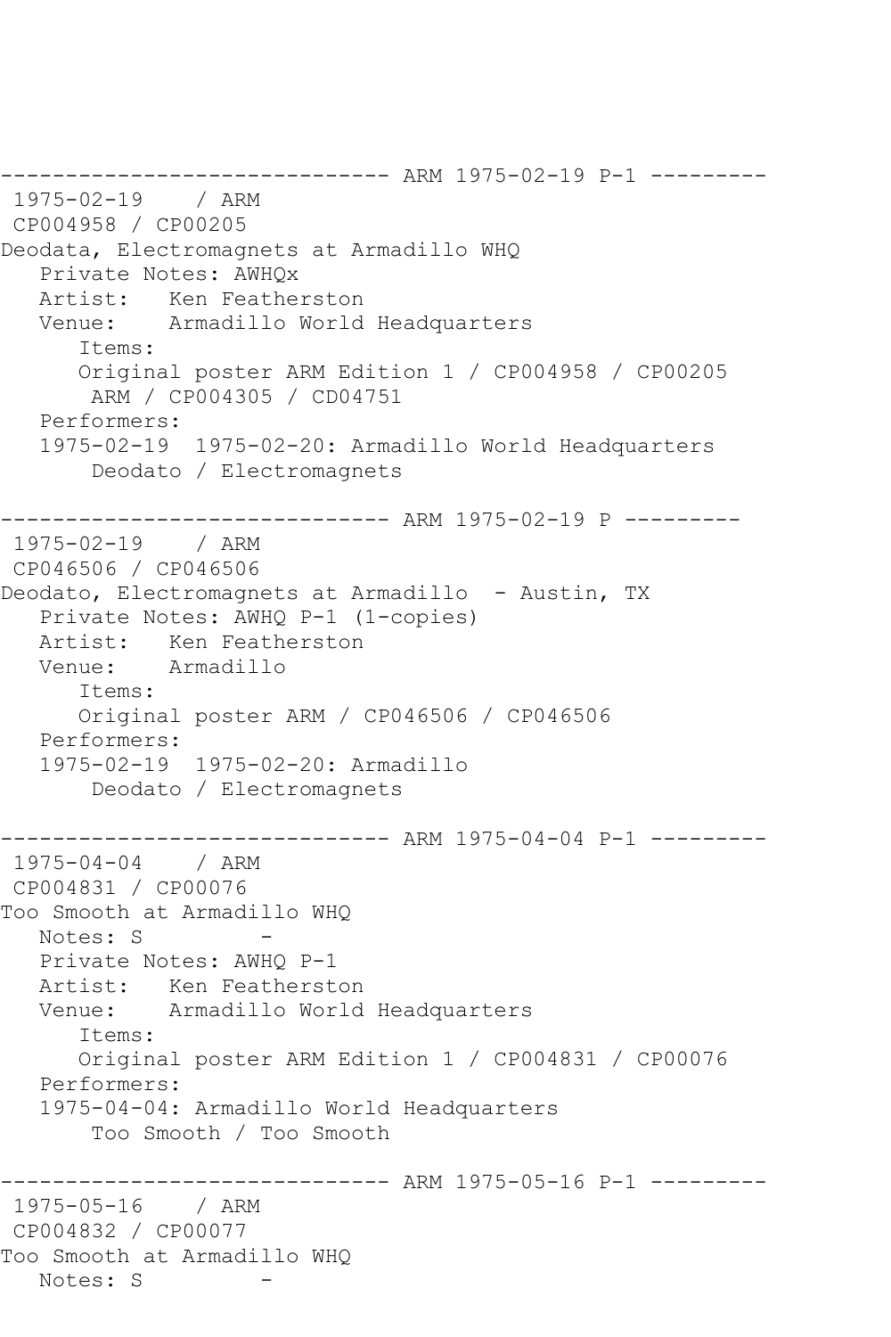```
------------------------------ ARM 1975-02-19 P-1 ---------
 1975-02-19    / ARM
 CP004958 / CP00205
Deodata, Electromagnets at Armadillo WHQ
   Private Notes: AWHQx
   Artist:   Ken Featherston
   Venue:    Armadillo World Headquarters
      Items:
      Original poster ARM Edition 1 / CP004958 / CP00205
       ARM / CP004305 / CD04751
   Performers:
   1975-02-19  1975-02-20: Armadillo World Headquarters
       Deodato / Electromagnets

------------------------------ ARM 1975-02-19 P ---------
 1975-02-19    / ARM
 CP046506 / CP046506
Deodato, Electromagnets at Armadillo  - Austin, TX
   Private Notes: AWHQ P-1 (1-copies)
   Artist:   Ken Featherston
   Venue:    Armadillo
      Items:
      Original poster ARM / CP046506 / CP046506
   Performers:
   1975-02-19  1975-02-20: Armadillo
       Deodato / Electromagnets

------------------------------ ARM 1975-04-04 P-1 ---------
 1975-04-04    / ARM
 CP004831 / CP00076
Too Smooth at Armadillo WHQ
   Notes: S          -
   Private Notes: AWHQ P-1
   Artist:   Ken Featherston
   Venue:    Armadillo World Headquarters
      Items:
      Original poster ARM Edition 1 / CP004831 / CP00076
   Performers:
   1975-04-04: Armadillo World Headquarters
       Too Smooth / Too Smooth

------------------------------ ARM 1975-05-16 P-1 ---------
 1975-05-16    / ARM
 CP004832 / CP00077
Too Smooth at Armadillo WHQ
   Notes: S          -
```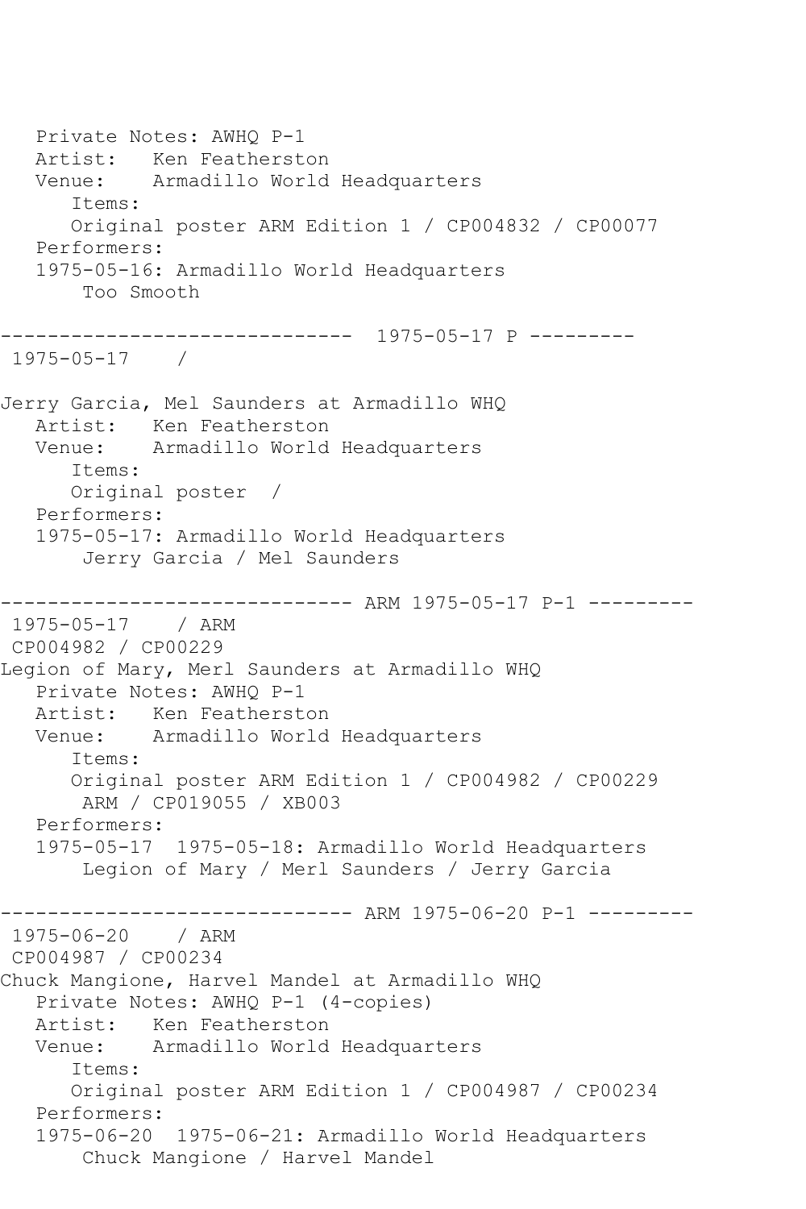Private Notes: AWHQ P-1
Artist: Ken Featherston
Venue: Armadillo World Headquarters
Items:
Original poster ARM Edition 1 / CP004832 / CP00077
Performers:
1975-05-16: Armadillo World Headquarters
Too Smooth

------------------------------ 1975-05-17 P ---------
1975-05-17 /

Jerry Garcia, Mel Saunders at Armadillo WHQ
Artist: Ken Featherston
Venue: Armadillo World Headquarters
Items:
Original poster /
Performers:
1975-05-17: Armadillo World Headquarters
Jerry Garcia / Mel Saunders

------------------------------ ARM 1975-05-17 P-1 ---------
1975-05-17 / ARM
CP004982 / CP00229
Legion of Mary, Merl Saunders at Armadillo WHQ
Private Notes: AWHQ P-1
Artist: Ken Featherston
Venue: Armadillo World Headquarters
Items:
Original poster ARM Edition 1 / CP004982 / CP00229
ARM / CP019055 / XB003
Performers:
1975-05-17 1975-05-18: Armadillo World Headquarters
Legion of Mary / Merl Saunders / Jerry Garcia

------------------------------ ARM 1975-06-20 P-1 ---------
1975-06-20 / ARM
CP004987 / CP00234
Chuck Mangione, Harvel Mandel at Armadillo WHQ
Private Notes: AWHQ P-1 (4-copies)
Artist: Ken Featherston
Venue: Armadillo World Headquarters
Items:
Original poster ARM Edition 1 / CP004987 / CP00234
Performers:
1975-06-20 1975-06-21: Armadillo World Headquarters
Chuck Mangione / Harvel Mandel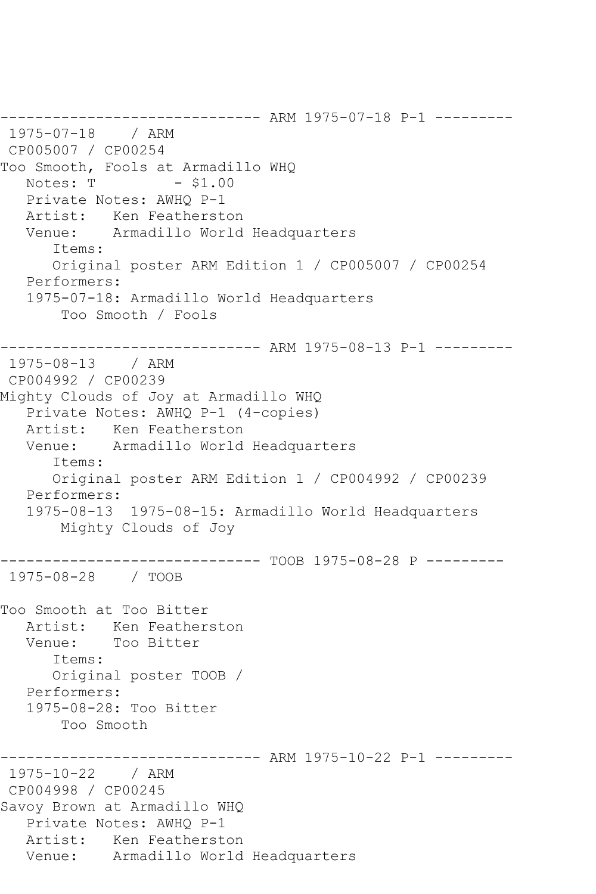```
------------------------------ ARM 1975-07-18 P-1 ---------
 1975-07-18    / ARM
 CP005007 / CP00254
Too Smooth, Fools at Armadillo WHQ
   Notes: T         - $1.00
   Private Notes: AWHQ P-1
   Artist:   Ken Featherston
   Venue:    Armadillo World Headquarters
      Items:
      Original poster ARM Edition 1 / CP005007 / CP00254
   Performers:
   1975-07-18: Armadillo World Headquarters
       Too Smooth / Fools

------------------------------ ARM 1975-08-13 P-1 ---------
 1975-08-13    / ARM
 CP004992 / CP00239
Mighty Clouds of Joy at Armadillo WHQ
   Private Notes: AWHQ P-1 (4-copies)
   Artist:   Ken Featherston
   Venue:    Armadillo World Headquarters
      Items:
      Original poster ARM Edition 1 / CP004992 / CP00239
   Performers:
   1975-08-13  1975-08-15: Armadillo World Headquarters
       Mighty Clouds of Joy

------------------------------ TOOB 1975-08-28 P ---------
 1975-08-28    / TOOB

Too Smooth at Too Bitter
   Artist:   Ken Featherston
   Venue:    Too Bitter
      Items:
      Original poster TOOB /
   Performers:
   1975-08-28: Too Bitter
       Too Smooth

------------------------------ ARM 1975-10-22 P-1 ---------
 1975-10-22    / ARM
 CP004998 / CP00245
Savoy Brown at Armadillo WHQ
   Private Notes: AWHQ P-1
   Artist:   Ken Featherston
   Venue:    Armadillo World Headquarters
```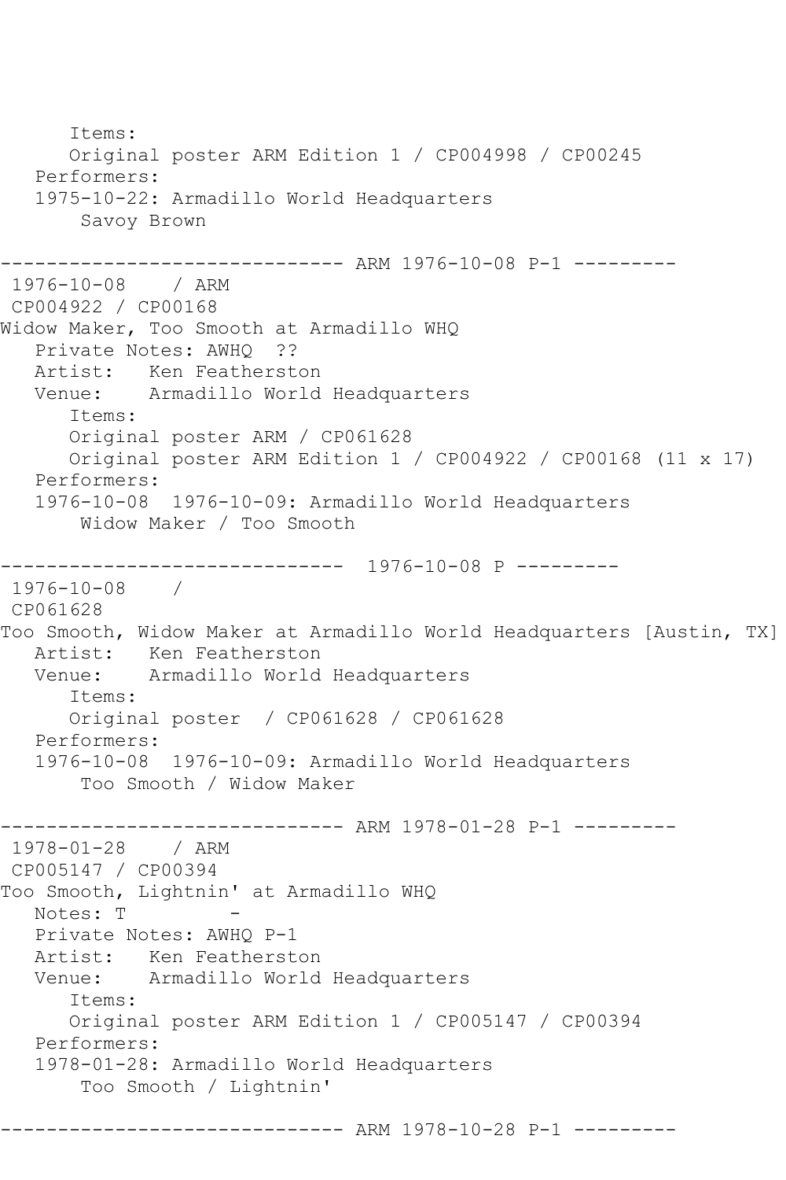```
      Items:
      Original poster ARM Edition 1 / CP004998 / CP00245
   Performers:
   1975-10-22: Armadillo World Headquarters
       Savoy Brown

------------------------------ ARM 1976-10-08 P-1 ---------
 1976-10-08    / ARM
 CP004922 / CP00168
Widow Maker, Too Smooth at Armadillo WHQ
   Private Notes: AWHQ  ??
   Artist:   Ken Featherston
   Venue:    Armadillo World Headquarters
      Items:
      Original poster ARM / CP061628
      Original poster ARM Edition 1 / CP004922 / CP00168 (11 x 17)
   Performers:
   1976-10-08  1976-10-09: Armadillo World Headquarters
       Widow Maker / Too Smooth

------------------------------  1976-10-08 P ---------
 1976-10-08    /
 CP061628
Too Smooth, Widow Maker at Armadillo World Headquarters [Austin, TX]
   Artist:   Ken Featherston
   Venue:    Armadillo World Headquarters
      Items:
      Original poster  / CP061628 / CP061628
   Performers:
   1976-10-08  1976-10-09: Armadillo World Headquarters
       Too Smooth / Widow Maker

------------------------------ ARM 1978-01-28 P-1 ---------
 1978-01-28    / ARM
 CP005147 / CP00394
Too Smooth, Lightnin' at Armadillo WHQ
   Notes: T          -
   Private Notes: AWHQ P-1
   Artist:   Ken Featherston
   Venue:    Armadillo World Headquarters
      Items:
      Original poster ARM Edition 1 / CP005147 / CP00394
   Performers:
   1978-01-28: Armadillo World Headquarters
       Too Smooth / Lightnin'

------------------------------ ARM 1978-10-28 P-1 ---------
```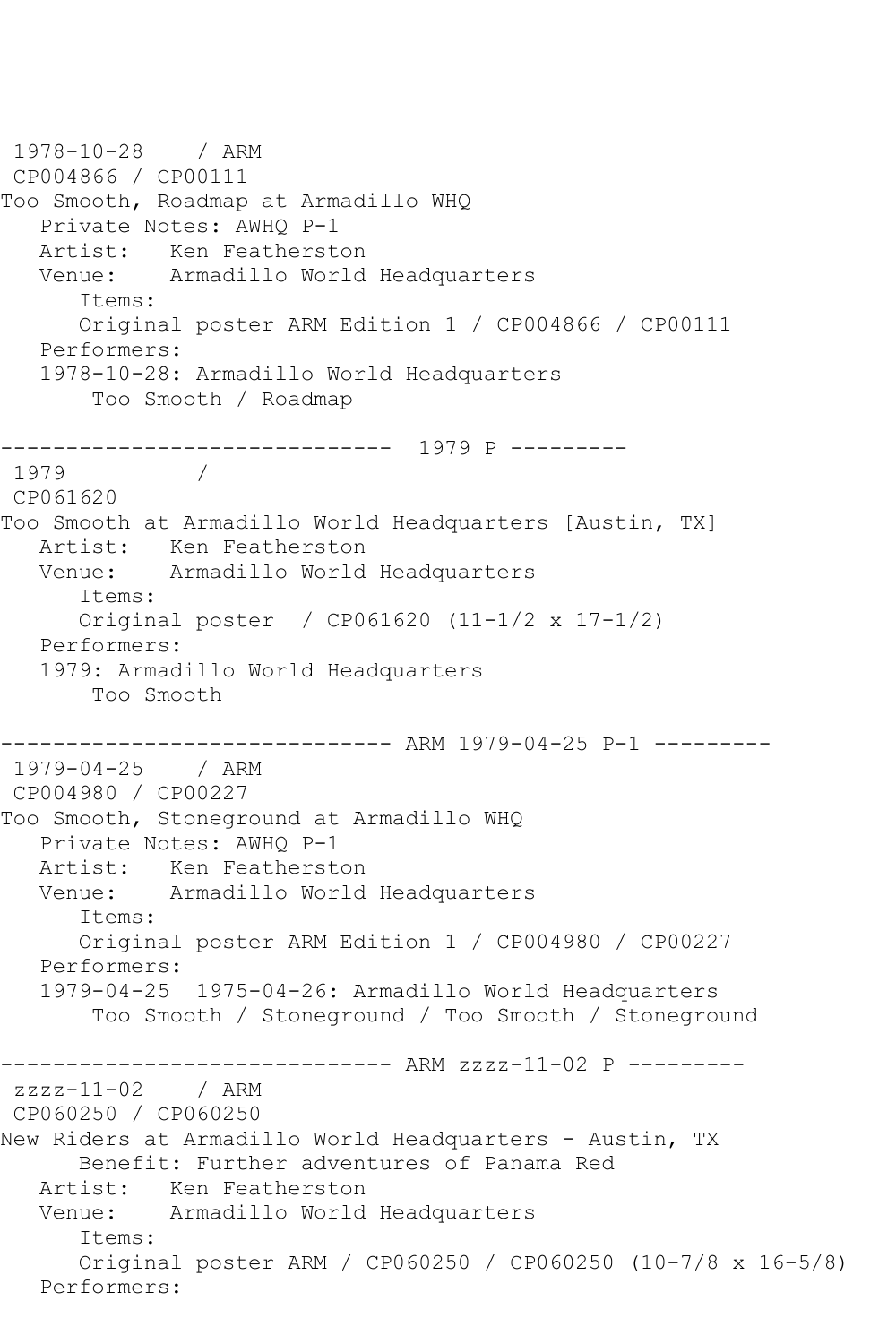1978-10-28    / ARM
CP004866 / CP00111
Too Smooth, Roadmap at Armadillo WHQ
   Private Notes: AWHQ P-1
   Artist:   Ken Featherston
   Venue:    Armadillo World Headquarters
      Items:
      Original poster ARM Edition 1 / CP004866 / CP00111
   Performers:
   1978-10-28: Armadillo World Headquarters
       Too Smooth / Roadmap

------------------------------  1979 P ---------
1979          /
CP061620
Too Smooth at Armadillo World Headquarters [Austin, TX]
   Artist:   Ken Featherston
   Venue:    Armadillo World Headquarters
      Items:
      Original poster  / CP061620 (11-1/2 x 17-1/2)
   Performers:
   1979: Armadillo World Headquarters
       Too Smooth

------------------------------ ARM 1979-04-25 P-1 ---------
1979-04-25    / ARM
CP004980 / CP00227
Too Smooth, Stoneground at Armadillo WHQ
   Private Notes: AWHQ P-1
   Artist:   Ken Featherston
   Venue:    Armadillo World Headquarters
      Items:
      Original poster ARM Edition 1 / CP004980 / CP00227
   Performers:
   1979-04-25  1975-04-26: Armadillo World Headquarters
       Too Smooth / Stoneground / Too Smooth / Stoneground

------------------------------ ARM zzzz-11-02 P ---------
zzzz-11-02    / ARM
CP060250 / CP060250
New Riders at Armadillo World Headquarters - Austin, TX
      Benefit: Further adventures of Panama Red
   Artist:   Ken Featherston
   Venue:    Armadillo World Headquarters
      Items:
      Original poster ARM / CP060250 / CP060250 (10-7/8 x 16-5/8)
   Performers: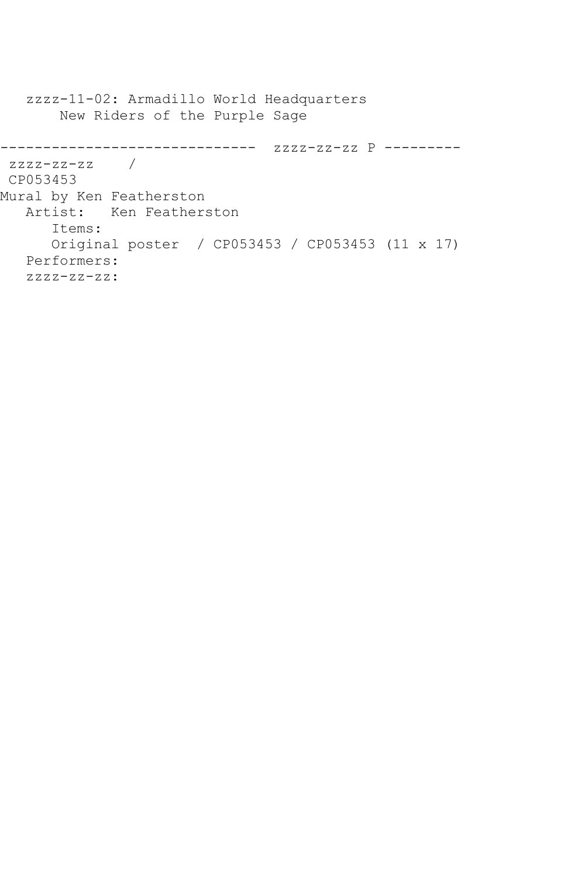zzzz-11-02: Armadillo World Headquarters
New Riders of the Purple Sage

------------------------------ zzzz-zz-zz P ---------

zzzz-zz-zz /
CP053453
Mural by Ken Featherston
Artist: Ken Featherston
Items:
Original poster / CP053453 / CP053453 (11 x 17)
Performers:
zzzz-zz-zz: